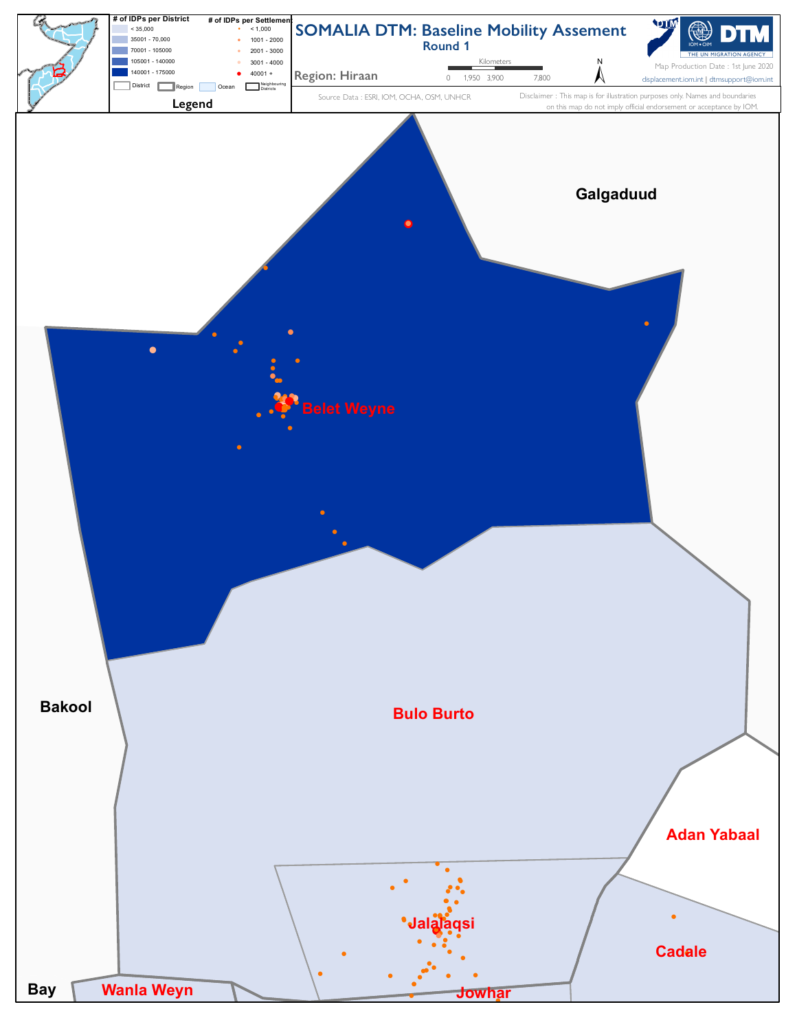# SOMALIA DTM: Baseline Mobility Assement

## Round 1

**Region: Hiraan**

Kilometers: 0, 1,950, 3,900, 7,800

Map Production Date : 1st June 2020

displacement.iom.int | dtmsupport@iom.int

Source Data : ESRI, IOM, OCHA, OSM, UNHCR

Disclaimer : This map is for illustration purposes only. Names and boundaries on this map do not imply official endorsement or acceptance by IOM.

**Legend**

| # of IDPs per District |
|---|
| < 35,000 |
| 35001 - 70,000 |
| 70001 - 105000 |
| 105001 - 140000 |
| 140001 - 175000 |

| # of IDPs per Settlement |
|---|
| < 1,000 |
| 1001 - 2000 |
| 2001 - 3000 |
| 3001 - 4000 |
| 40001 + |

District | Region | Ocean | Neighbouring Districts

Galgaduud

Belet Weyne

Bakool

Bulo Burto

Adan Yabaal

Jalalaqsi

Cadale

Bay

Wanla Weyn

Jowhar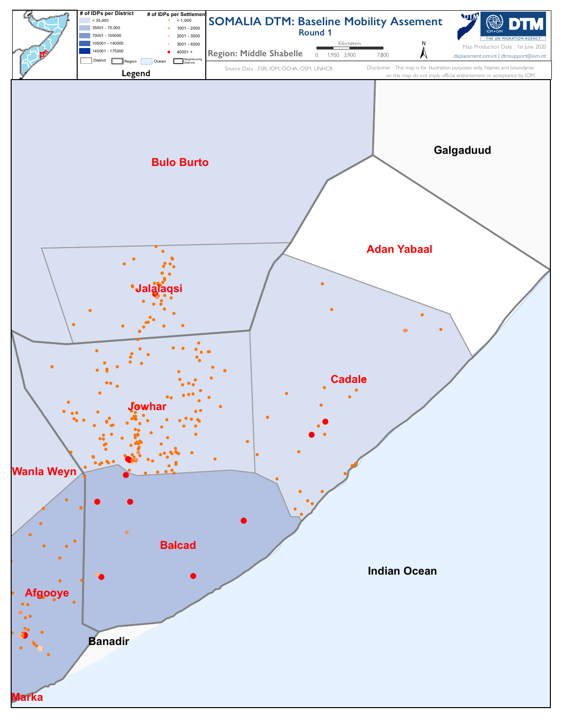# SOMALIA DTM: Baseline Mobility Assement

Round 1

Region: Middle Shabelle

Kilometers

0 1,950 3,900 7,800

N

Map Production Date : 1st June 2020

displacement.iom.int | dtmsupport@iom.int

Source Data : ESRI, IOM, OCHA, OSM, UNHCR

Disclaimer : This map is for illustration purposes only. Names and boundaries on this map do not imply official endorsement or acceptance by IOM.

**Legend**

| # of IDPs per District |
|---|
| < 35,000 |
| 35001 - 70,000 |
| 70001 - 105000 |
| 105001 - 140000 |
| 140001 - 175000 |

| # of IDPs per Settlement |
|---|
| < 1,000 |
| 1001 - 2000 |
| 2001 - 3000 |
| 3001 - 4000 |
| 40001 + |

District | Region | Ocean | Neighbouring Districts

Bulo Burto

Galgaduud

Adan Yabaal

Jalalaqsi

Cadale

Jowhar

Wanla Weyn

Balcad

Indian Ocean

Afgooye

Banadir

Marka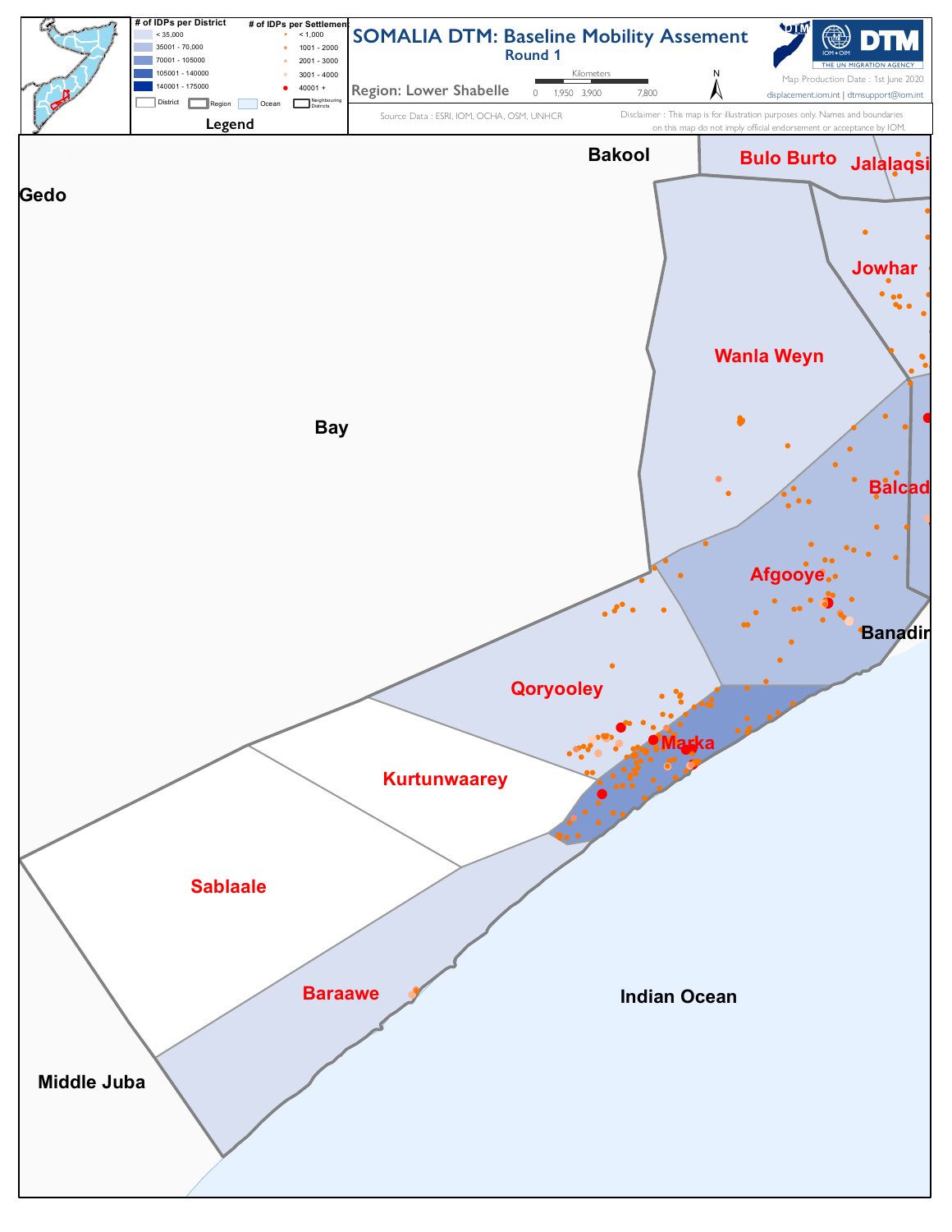# SOMALIA DTM: Baseline Mobility Assesment

Round 1

Region: Lower Shabelle

Kilometers

0 1,950 3,900 7,800

N

Map Production Date : 1st June 2020

displacement.iom.int | dtmsupport@iom.int

Source Data : ESRI, IOM, OCHA, OSM, UNHCR

Disclaimer : This map is for illustration purposes only. Names and boundaries on this map do not imply official endorsement or acceptance by IOM.

DTM

IOM • OIM

THE UN MIGRATION AGENCY

**Legend**

# of IDPs per District
< 35,000
35001 - 70,000
70001 - 105000
105001 - 140000
140001 - 175000

# of IDPs per Settlement
< 1,000
1001 - 2000
2001 - 3000
3001 - 4000
40001 +

District
Region
Ocean
Neighbouring Districts

Bakool
Bulo Burto
Jalalaqsi
Gedo
Jowhar
Wanla Weyn
Bay
Balcad
Afgooye
Banadir
Qoryooley
Marka
Kurtunwaarey
Sablaale
Baraawe
Indian Ocean
Middle Juba